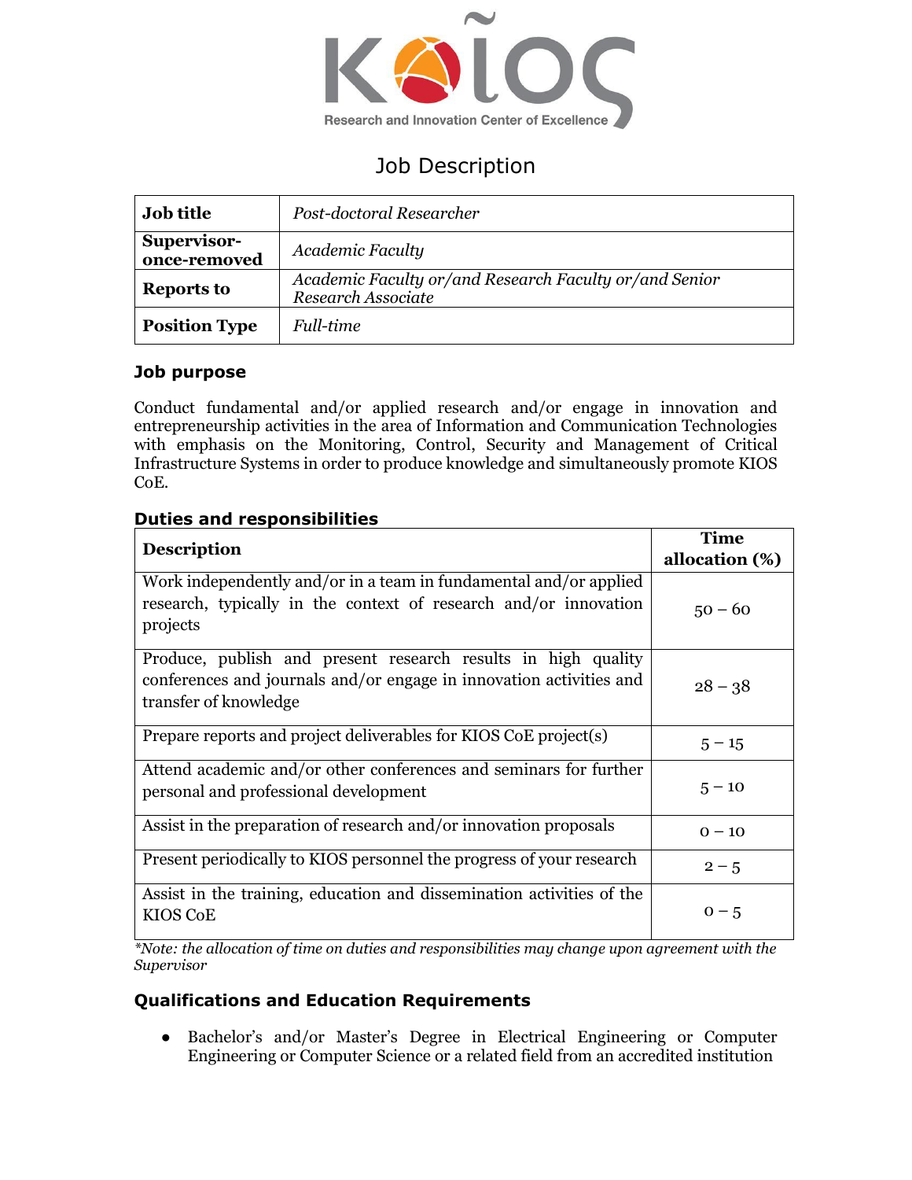KIOS Research and Innovation Center of Excellence

# Job Description

| **Job title** | *Post-doctoral Researcher* |
|---|---|
| **Supervisor-once-removed** | *Academic Faculty* |
| **Reports to** | *Academic Faculty or/and Research Faculty or/and Senior Research Associate* |
| **Position Type** | *Full-time* |

## Job purpose

Conduct fundamental and/or applied research and/or engage in innovation and entrepreneurship activities in the area of Information and Communication Technologies with emphasis on the Monitoring, Control, Security and Management of Critical Infrastructure Systems in order to produce knowledge and simultaneously promote KIOS CoE.

## Duties and responsibilities

| **Description** | **Time allocation (%)** |
|---|---|
| Work independently and/or in a team in fundamental and/or applied research, typically in the context of research and/or innovation projects | 50 – 60 |
| Produce, publish and present research results in high quality conferences and journals and/or engage in innovation activities and transfer of knowledge | 28 – 38 |
| Prepare reports and project deliverables for KIOS CoE project(s) | 5 – 15 |
| Attend academic and/or other conferences and seminars for further personal and professional development | 5 – 10 |
| Assist in the preparation of research and/or innovation proposals | 0 – 10 |
| Present periodically to KIOS personnel the progress of your research | 2 – 5 |
| Assist in the training, education and dissemination activities of the KIOS CoE | 0 – 5 |

*\*Note: the allocation of time on duties and responsibilities may change upon agreement with the Supervisor*

## Qualifications and Education Requirements

- Bachelor's and/or Master's Degree in Electrical Engineering or Computer Engineering or Computer Science or a related field from an accredited institution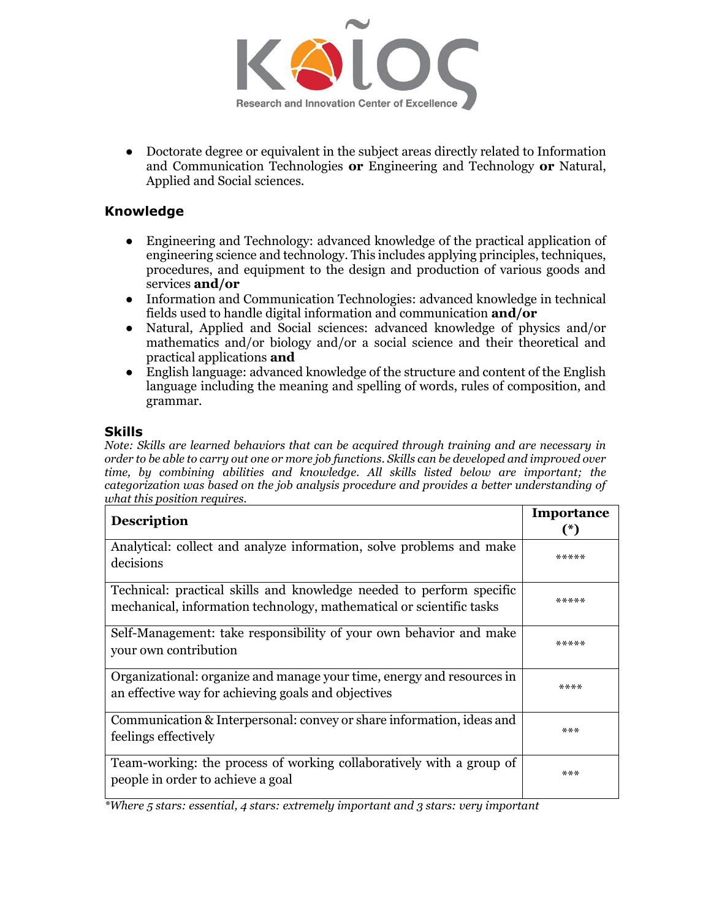- Doctorate degree or equivalent in the subject areas directly related to Information and Communication Technologies **or** Engineering and Technology **or** Natural, Applied and Social sciences.

## Knowledge

- Engineering and Technology: advanced knowledge of the practical application of engineering science and technology. This includes applying principles, techniques, procedures, and equipment to the design and production of various goods and services **and/or**
- Information and Communication Technologies: advanced knowledge in technical fields used to handle digital information and communication **and/or**
- Natural, Applied and Social sciences: advanced knowledge of physics and/or mathematics and/or biology and/or a social science and their theoretical and practical applications **and**
- English language: advanced knowledge of the structure and content of the English language including the meaning and spelling of words, rules of composition, and grammar.

## Skills

*Note: Skills are learned behaviors that can be acquired through training and are necessary in order to be able to carry out one or more job functions. Skills can be developed and improved over time, by combining abilities and knowledge. All skills listed below are important; the categorization was based on the job analysis procedure and provides a better understanding of what this position requires.*

| **Description** | **Importance (*)** |
|---|---|
| Analytical: collect and analyze information, solve problems and make decisions | ***** |
| Technical: practical skills and knowledge needed to perform specific mechanical, information technology, mathematical or scientific tasks | ***** |
| Self-Management: take responsibility of your own behavior and make your own contribution | ***** |
| Organizational: organize and manage your time, energy and resources in an effective way for achieving goals and objectives | **** |
| Communication & Interpersonal: convey or share information, ideas and feelings effectively | *** |
| Team-working: the process of working collaboratively with a group of people in order to achieve a goal | *** |

*\*Where 5 stars: essential, 4 stars: extremely important and 3 stars: very important*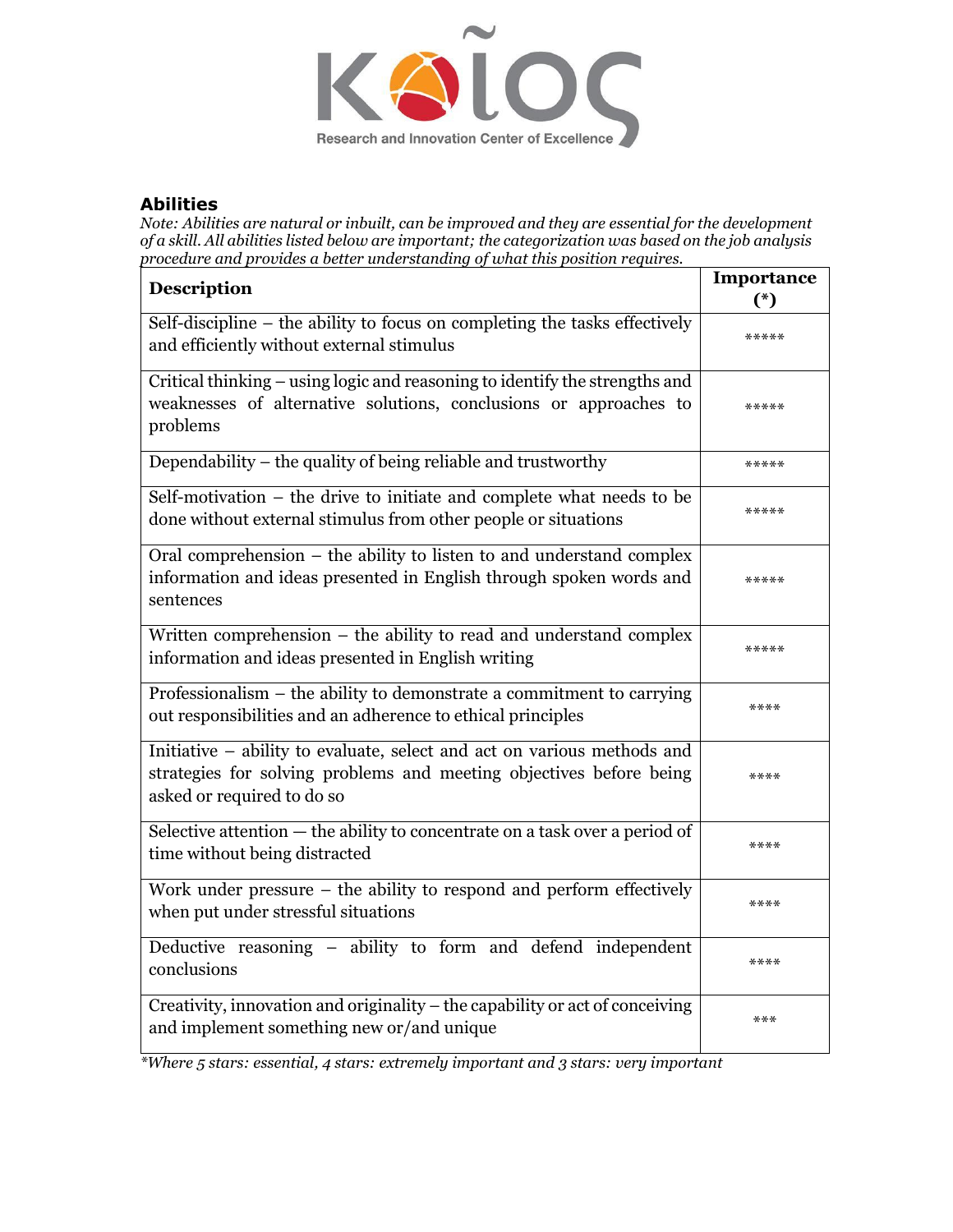## Abilities

*Note: Abilities are natural or inbuilt, can be improved and they are essential for the development of a skill. All abilities listed below are important; the categorization was based on the job analysis procedure and provides a better understanding of what this position requires.*

| Description | Importance (*) |
|---|---|
| Self-discipline – the ability to focus on completing the tasks effectively and efficiently without external stimulus | ***** |
| Critical thinking – using logic and reasoning to identify the strengths and weaknesses of alternative solutions, conclusions or approaches to problems | ***** |
| Dependability – the quality of being reliable and trustworthy | ***** |
| Self-motivation – the drive to initiate and complete what needs to be done without external stimulus from other people or situations | ***** |
| Oral comprehension – the ability to listen to and understand complex information and ideas presented in English through spoken words and sentences | ***** |
| Written comprehension – the ability to read and understand complex information and ideas presented in English writing | ***** |
| Professionalism – the ability to demonstrate a commitment to carrying out responsibilities and an adherence to ethical principles | **** |
| Initiative – ability to evaluate, select and act on various methods and strategies for solving problems and meeting objectives before being asked or required to do so | **** |
| Selective attention — the ability to concentrate on a task over a period of time without being distracted | **** |
| Work under pressure – the ability to respond and perform effectively when put under stressful situations | **** |
| Deductive reasoning – ability to form and defend independent conclusions | **** |
| Creativity, innovation and originality – the capability or act of conceiving and implement something new or/and unique | *** |

*\*Where 5 stars: essential, 4 stars: extremely important and 3 stars: very important*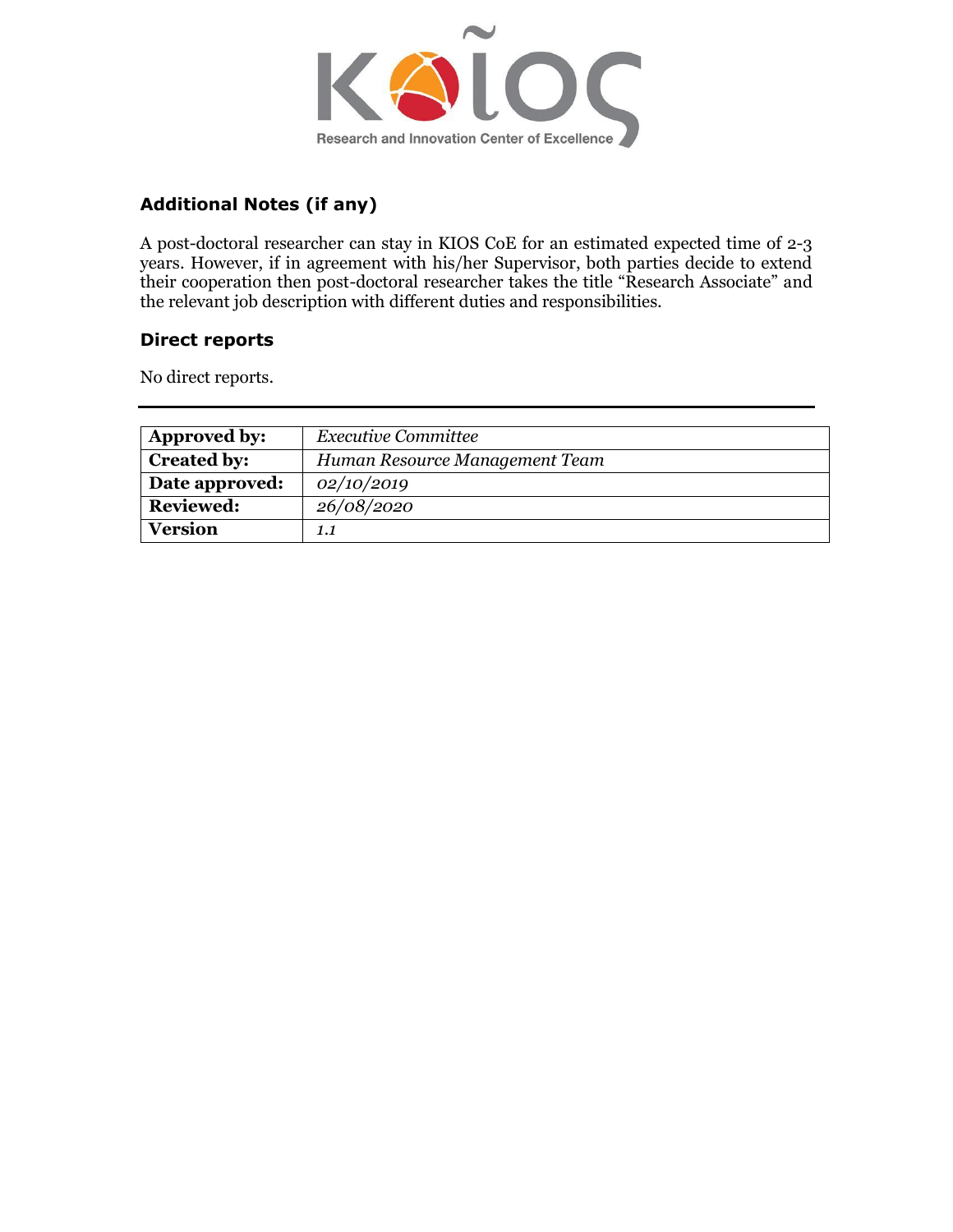## Additional Notes (if any)

A post-doctoral researcher can stay in KIOS CoE for an estimated expected time of 2-3 years. However, if in agreement with his/her Supervisor, both parties decide to extend their cooperation then post-doctoral researcher takes the title "Research Associate" and the relevant job description with different duties and responsibilities.

## Direct reports

No direct reports.

---

| | |
|---|---|
| **Approved by:** | *Executive Committee* |
| **Created by:** | *Human Resource Management Team* |
| **Date approved:** | *02/10/2019* |
| **Reviewed:** | *26/08/2020* |
| **Version** | *1.1* |